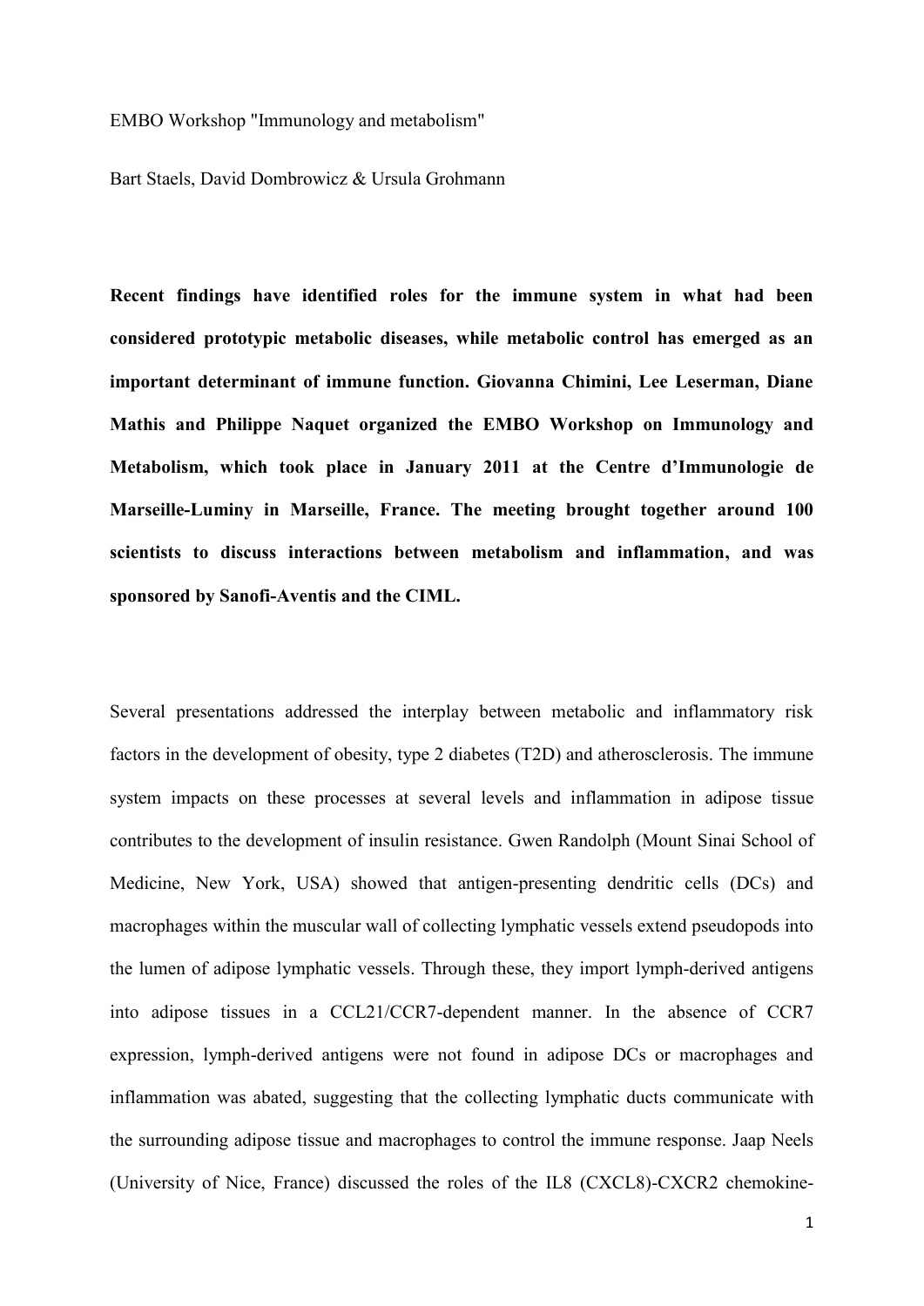EMBO Workshop "Immunology and metabolism"

Bart Staels, David Dombrowicz & Ursula Grohmann

**Recent findings have identified roles for the immune system in what had been considered prototypic metabolic diseases, while metabolic control has emerged as an important determinant of immune function. Giovanna Chimini, Lee Leserman, Diane Mathis and Philippe Naquet organized the EMBO Workshop on Immunology and Metabolism, which took place in January 2011 at the Centre d'Immunologie de Marseille-Luminy in Marseille, France. The meeting brought together around 100 scientists to discuss interactions between metabolism and inflammation, and was sponsored by Sanofi-Aventis and the CIML.**

Several presentations addressed the interplay between metabolic and inflammatory risk factors in the development of obesity, type 2 diabetes (T2D) and atherosclerosis. The immune system impacts on these processes at several levels and inflammation in adipose tissue contributes to the development of insulin resistance. Gwen Randolph (Mount Sinai School of Medicine, New York, USA) showed that antigen-presenting dendritic cells (DCs) and macrophages within the muscular wall of collecting lymphatic vessels extend pseudopods into the lumen of adipose lymphatic vessels. Through these, they import lymph-derived antigens into adipose tissues in a CCL21/CCR7-dependent manner. In the absence of CCR7 expression, lymph-derived antigens were not found in adipose DCs or macrophages and inflammation was abated, suggesting that the collecting lymphatic ducts communicate with the surrounding adipose tissue and macrophages to control the immune response. Jaap Neels (University of Nice, France) discussed the roles of the IL8 (CXCL8)-CXCR2 chemokine-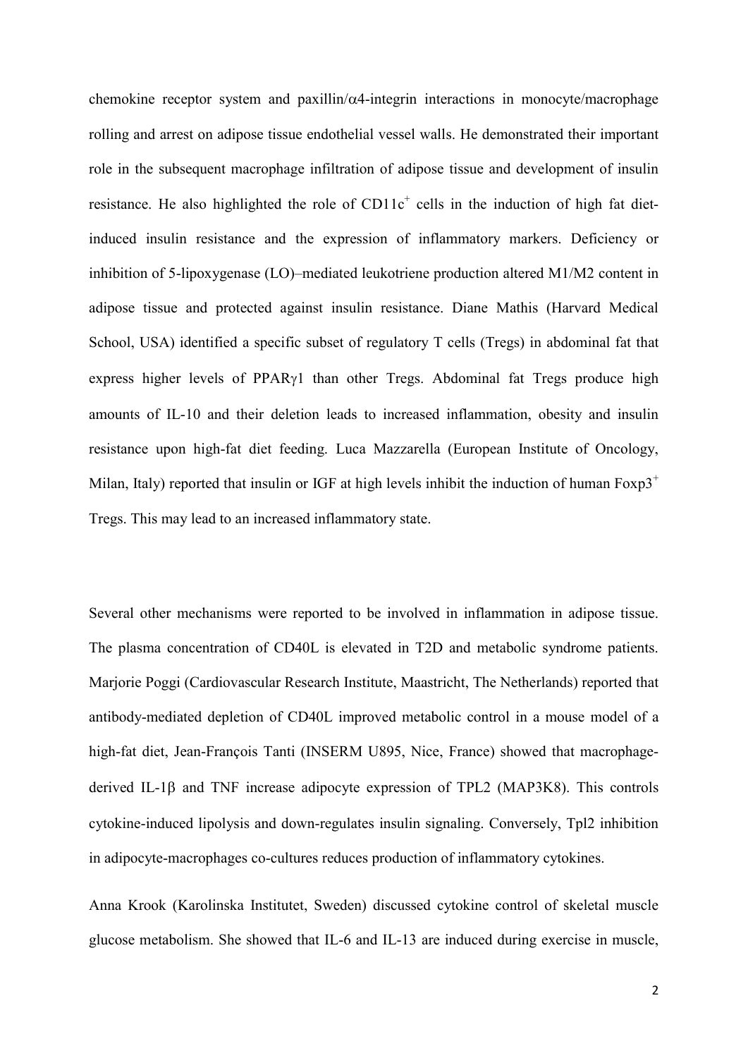chemokine receptor system and paxillin/$\alpha$4-integrin interactions in monocyte/macrophage rolling and arrest on adipose tissue endothelial vessel walls. He demonstrated their important role in the subsequent macrophage infiltration of adipose tissue and development of insulin resistance. He also highlighted the role of $CD11c^{+}$ cells in the induction of high fat diet-induced insulin resistance and the expression of inflammatory markers. Deficiency or inhibition of 5-lipoxygenase (LO)–mediated leukotriene production altered M1/M2 content in adipose tissue and protected against insulin resistance. Diane Mathis (Harvard Medical School, USA) identified a specific subset of regulatory T cells (Tregs) in abdominal fat that express higher levels of PPAR$\gamma$1 than other Tregs. Abdominal fat Tregs produce high amounts of IL-10 and their deletion leads to increased inflammation, obesity and insulin resistance upon high-fat diet feeding. Luca Mazzarella (European Institute of Oncology, Milan, Italy) reported that insulin or IGF at high levels inhibit the induction of human $Foxp3^{+}$ Tregs. This may lead to an increased inflammatory state.

Several other mechanisms were reported to be involved in inflammation in adipose tissue. The plasma concentration of CD40L is elevated in T2D and metabolic syndrome patients. Marjorie Poggi (Cardiovascular Research Institute, Maastricht, The Netherlands) reported that antibody-mediated depletion of CD40L improved metabolic control in a mouse model of a high-fat diet, Jean-François Tanti (INSERM U895, Nice, France) showed that macrophage-derived IL-1$\beta$ and TNF increase adipocyte expression of TPL2 (MAP3K8). This controls cytokine-induced lipolysis and down-regulates insulin signaling. Conversely, Tpl2 inhibition in adipocyte-macrophages co-cultures reduces production of inflammatory cytokines.

Anna Krook (Karolinska Institutet, Sweden) discussed cytokine control of skeletal muscle glucose metabolism. She showed that IL-6 and IL-13 are induced during exercise in muscle,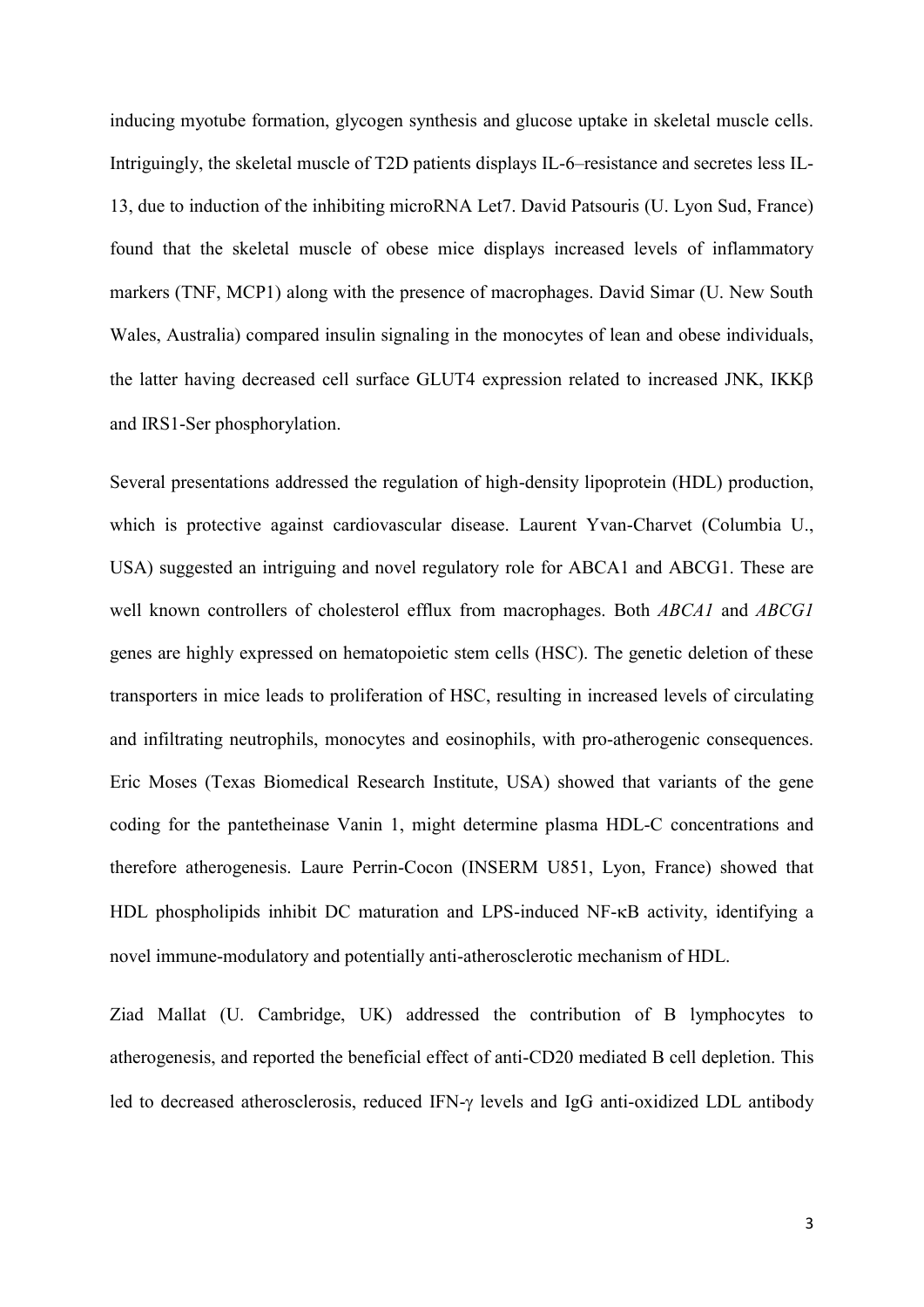inducing myotube formation, glycogen synthesis and glucose uptake in skeletal muscle cells. Intriguingly, the skeletal muscle of T2D patients displays IL-6–resistance and secretes less IL-13, due to induction of the inhibiting microRNA Let7. David Patsouris (U. Lyon Sud, France) found that the skeletal muscle of obese mice displays increased levels of inflammatory markers (TNF, MCP1) along with the presence of macrophages. David Simar (U. New South Wales, Australia) compared insulin signaling in the monocytes of lean and obese individuals, the latter having decreased cell surface GLUT4 expression related to increased JNK, IKKβ and IRS1-Ser phosphorylation.

Several presentations addressed the regulation of high-density lipoprotein (HDL) production, which is protective against cardiovascular disease. Laurent Yvan-Charvet (Columbia U., USA) suggested an intriguing and novel regulatory role for ABCA1 and ABCG1. These are well known controllers of cholesterol efflux from macrophages. Both *ABCA1* and *ABCG1* genes are highly expressed on hematopoietic stem cells (HSC). The genetic deletion of these transporters in mice leads to proliferation of HSC, resulting in increased levels of circulating and infiltrating neutrophils, monocytes and eosinophils, with pro-atherogenic consequences. Eric Moses (Texas Biomedical Research Institute, USA) showed that variants of the gene coding for the pantetheinase Vanin 1, might determine plasma HDL-C concentrations and therefore atherogenesis. Laure Perrin-Cocon (INSERM U851, Lyon, France) showed that HDL phospholipids inhibit DC maturation and LPS-induced NF-κB activity, identifying a novel immune-modulatory and potentially anti-atherosclerotic mechanism of HDL.

Ziad Mallat (U. Cambridge, UK) addressed the contribution of B lymphocytes to atherogenesis, and reported the beneficial effect of anti-CD20 mediated B cell depletion. This led to decreased atherosclerosis, reduced IFN-γ levels and IgG anti-oxidized LDL antibody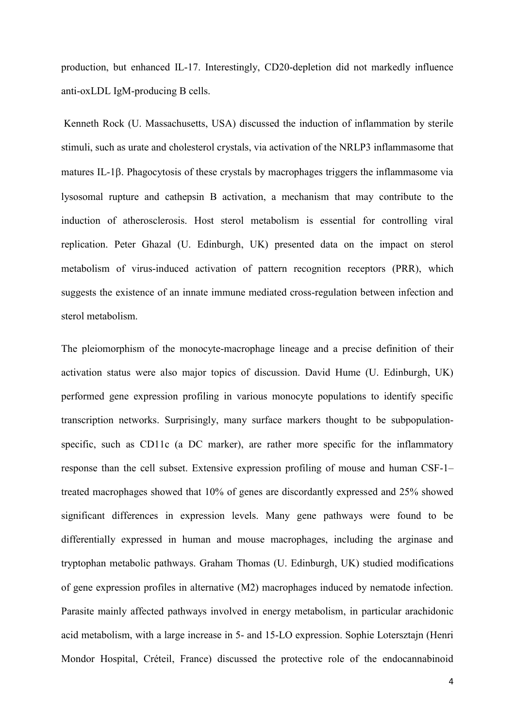production, but enhanced IL-17. Interestingly, CD20-depletion did not markedly influence anti-oxLDL IgM-producing B cells.

Kenneth Rock (U. Massachusetts, USA) discussed the induction of inflammation by sterile stimuli, such as urate and cholesterol crystals, via activation of the NRLP3 inflammasome that matures IL-1β. Phagocytosis of these crystals by macrophages triggers the inflammasome via lysosomal rupture and cathepsin B activation, a mechanism that may contribute to the induction of atherosclerosis. Host sterol metabolism is essential for controlling viral replication. Peter Ghazal (U. Edinburgh, UK) presented data on the impact on sterol metabolism of virus-induced activation of pattern recognition receptors (PRR), which suggests the existence of an innate immune mediated cross-regulation between infection and sterol metabolism.

The pleiomorphism of the monocyte-macrophage lineage and a precise definition of their activation status were also major topics of discussion. David Hume (U. Edinburgh, UK) performed gene expression profiling in various monocyte populations to identify specific transcription networks. Surprisingly, many surface markers thought to be subpopulation-specific, such as CD11c (a DC marker), are rather more specific for the inflammatory response than the cell subset. Extensive expression profiling of mouse and human CSF-1–treated macrophages showed that 10% of genes are discordantly expressed and 25% showed significant differences in expression levels. Many gene pathways were found to be differentially expressed in human and mouse macrophages, including the arginase and tryptophan metabolic pathways. Graham Thomas (U. Edinburgh, UK) studied modifications of gene expression profiles in alternative (M2) macrophages induced by nematode infection. Parasite mainly affected pathways involved in energy metabolism, in particular arachidonic acid metabolism, with a large increase in 5- and 15-LO expression. Sophie Lotersztajn (Henri Mondor Hospital, Créteil, France) discussed the protective role of the endocannabinoid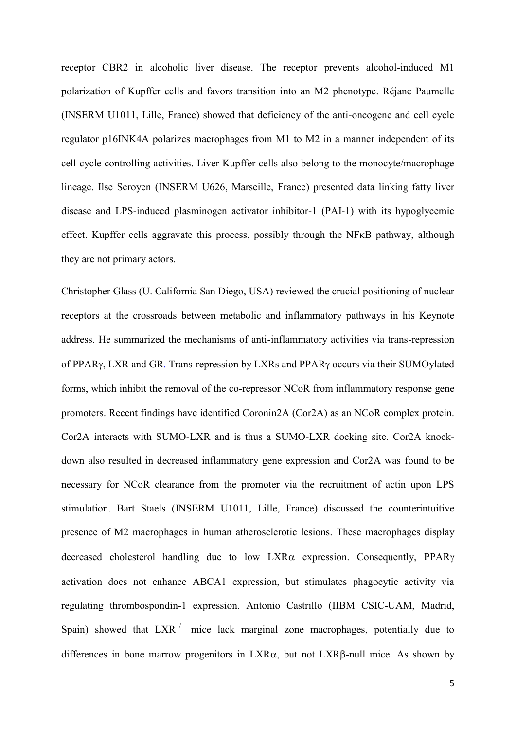receptor CBR2 in alcoholic liver disease. The receptor prevents alcohol-induced M1 polarization of Kupffer cells and favors transition into an M2 phenotype. Réjane Paumelle (INSERM U1011, Lille, France) showed that deficiency of the anti-oncogene and cell cycle regulator p16INK4A polarizes macrophages from M1 to M2 in a manner independent of its cell cycle controlling activities. Liver Kupffer cells also belong to the monocyte/macrophage lineage. Ilse Scroyen (INSERM U626, Marseille, France) presented data linking fatty liver disease and LPS-induced plasminogen activator inhibitor-1 (PAI-1) with its hypoglycemic effect. Kupffer cells aggravate this process, possibly through the NFκB pathway, although they are not primary actors.

Christopher Glass (U. California San Diego, USA) reviewed the crucial positioning of nuclear receptors at the crossroads between metabolic and inflammatory pathways in his Keynote address. He summarized the mechanisms of anti-inflammatory activities via trans-repression of PPARγ, LXR and GR. Trans-repression by LXRs and PPARγ occurs via their SUMOylated forms, which inhibit the removal of the co-repressor NCoR from inflammatory response gene promoters. Recent findings have identified Coronin2A (Cor2A) as an NCoR complex protein. Cor2A interacts with SUMO-LXR and is thus a SUMO-LXR docking site. Cor2A knock-down also resulted in decreased inflammatory gene expression and Cor2A was found to be necessary for NCoR clearance from the promoter via the recruitment of actin upon LPS stimulation. Bart Staels (INSERM U1011, Lille, France) discussed the counterintuitive presence of M2 macrophages in human atherosclerotic lesions. These macrophages display decreased cholesterol handling due to low LXRα expression. Consequently, PPARγ activation does not enhance ABCA1 expression, but stimulates phagocytic activity via regulating thrombospondin-1 expression. Antonio Castrillo (IIBM CSIC-UAM, Madrid, Spain) showed that $LXR^{-/-}$ mice lack marginal zone macrophages, potentially due to differences in bone marrow progenitors in LXRα, but not LXRβ-null mice. As shown by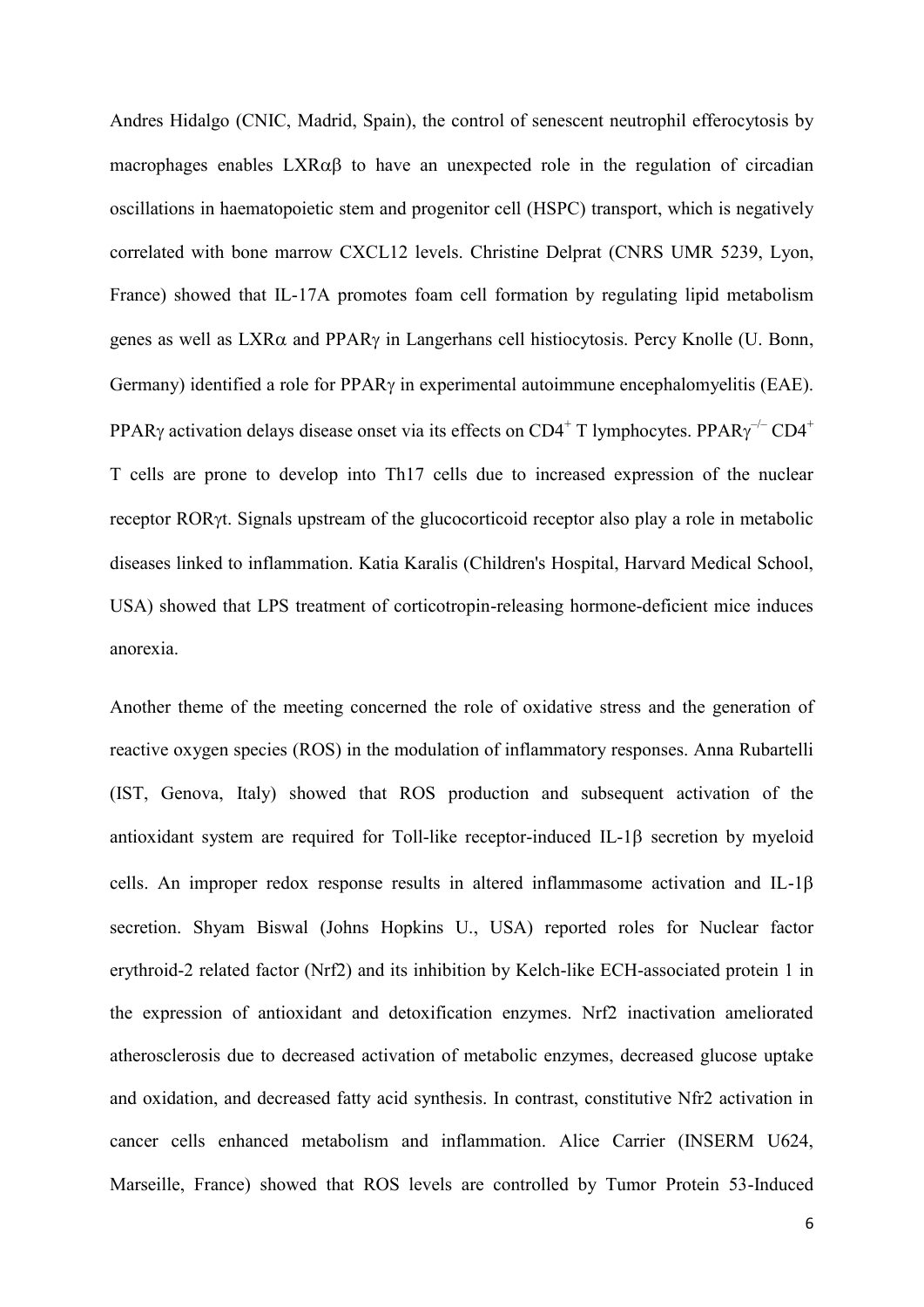Andres Hidalgo (CNIC, Madrid, Spain), the control of senescent neutrophil efferocytosis by macrophages enables LXRαβ to have an unexpected role in the regulation of circadian oscillations in haematopoietic stem and progenitor cell (HSPC) transport, which is negatively correlated with bone marrow CXCL12 levels. Christine Delprat (CNRS UMR 5239, Lyon, France) showed that IL-17A promotes foam cell formation by regulating lipid metabolism genes as well as LXRα and PPARγ in Langerhans cell histiocytosis. Percy Knolle (U. Bonn, Germany) identified a role for PPARγ in experimental autoimmune encephalomyelitis (EAE). PPARγ activation delays disease onset via its effects on $CD4^+$ T lymphocytes. $PPAR\gamma^{-/-}$ $CD4^+$ T cells are prone to develop into Th17 cells due to increased expression of the nuclear receptor RORγt. Signals upstream of the glucocorticoid receptor also play a role in metabolic diseases linked to inflammation. Katia Karalis (Children's Hospital, Harvard Medical School, USA) showed that LPS treatment of corticotropin-releasing hormone-deficient mice induces anorexia.

Another theme of the meeting concerned the role of oxidative stress and the generation of reactive oxygen species (ROS) in the modulation of inflammatory responses. Anna Rubartelli (IST, Genova, Italy) showed that ROS production and subsequent activation of the antioxidant system are required for Toll-like receptor-induced IL-1β secretion by myeloid cells. An improper redox response results in altered inflammasome activation and IL-1β secretion. Shyam Biswal (Johns Hopkins U., USA) reported roles for Nuclear factor erythroid-2 related factor (Nrf2) and its inhibition by Kelch-like ECH-associated protein 1 in the expression of antioxidant and detoxification enzymes. Nrf2 inactivation ameliorated atherosclerosis due to decreased activation of metabolic enzymes, decreased glucose uptake and oxidation, and decreased fatty acid synthesis. In contrast, constitutive Nfr2 activation in cancer cells enhanced metabolism and inflammation. Alice Carrier (INSERM U624, Marseille, France) showed that ROS levels are controlled by Tumor Protein 53-Induced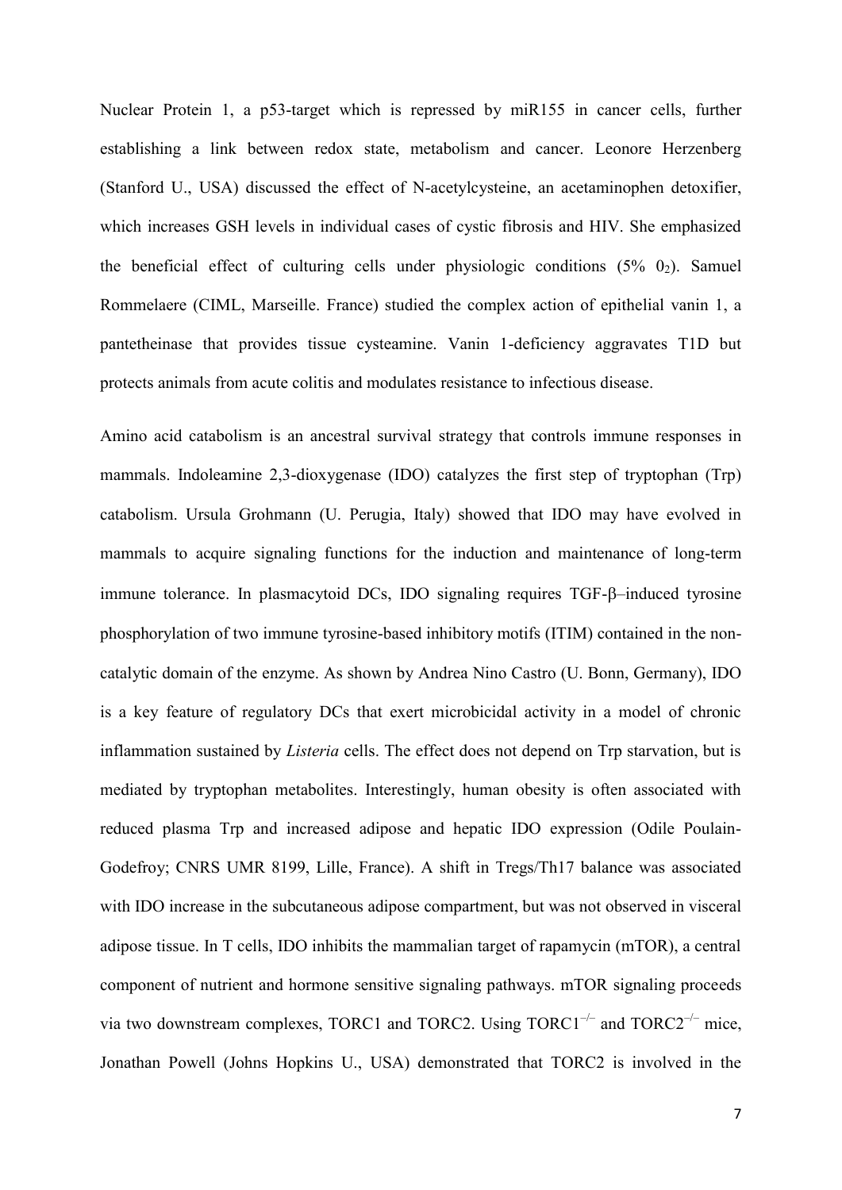Nuclear Protein 1, a p53-target which is repressed by miR155 in cancer cells, further establishing a link between redox state, metabolism and cancer. Leonore Herzenberg (Stanford U., USA) discussed the effect of N-acetylcysteine, an acetaminophen detoxifier, which increases GSH levels in individual cases of cystic fibrosis and HIV. She emphasized the beneficial effect of culturing cells under physiologic conditions (5% $0_2$). Samuel Rommelaere (CIML, Marseille. France) studied the complex action of epithelial vanin 1, a pantetheinase that provides tissue cysteamine. Vanin 1-deficiency aggravates T1D but protects animals from acute colitis and modulates resistance to infectious disease.

Amino acid catabolism is an ancestral survival strategy that controls immune responses in mammals. Indoleamine 2,3-dioxygenase (IDO) catalyzes the first step of tryptophan (Trp) catabolism. Ursula Grohmann (U. Perugia, Italy) showed that IDO may have evolved in mammals to acquire signaling functions for the induction and maintenance of long-term immune tolerance. In plasmacytoid DCs, IDO signaling requires TGF-β–induced tyrosine phosphorylation of two immune tyrosine-based inhibitory motifs (ITIM) contained in the non-catalytic domain of the enzyme. As shown by Andrea Nino Castro (U. Bonn, Germany), IDO is a key feature of regulatory DCs that exert microbicidal activity in a model of chronic inflammation sustained by *Listeria* cells. The effect does not depend on Trp starvation, but is mediated by tryptophan metabolites. Interestingly, human obesity is often associated with reduced plasma Trp and increased adipose and hepatic IDO expression (Odile Poulain-Godefroy; CNRS UMR 8199, Lille, France). A shift in Tregs/Th17 balance was associated with IDO increase in the subcutaneous adipose compartment, but was not observed in visceral adipose tissue. In T cells, IDO inhibits the mammalian target of rapamycin (mTOR), a central component of nutrient and hormone sensitive signaling pathways. mTOR signaling proceeds via two downstream complexes, TORC1 and TORC2. Using TORC1$^{-/-}$ and TORC2$^{-/-}$ mice, Jonathan Powell (Johns Hopkins U., USA) demonstrated that TORC2 is involved in the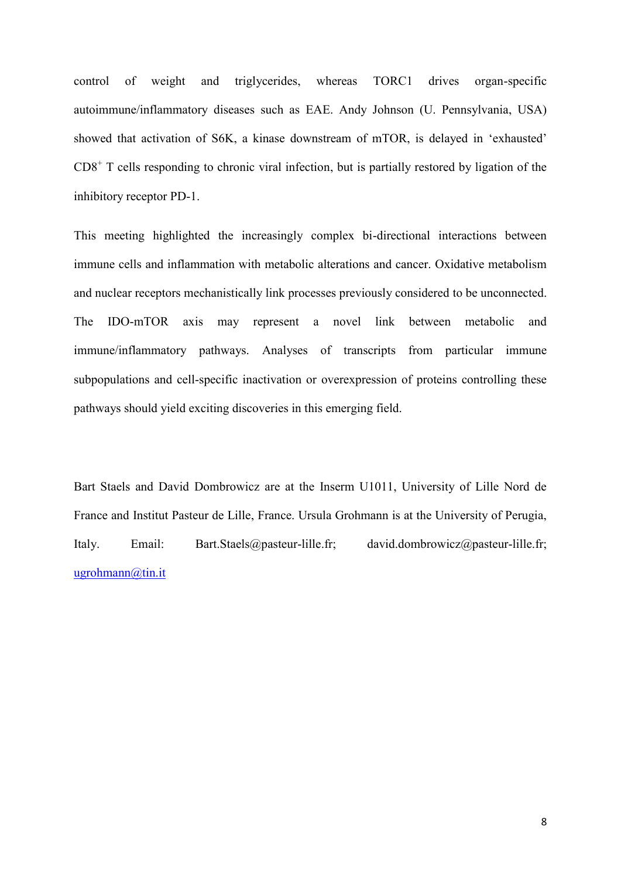control of weight and triglycerides, whereas TORC1 drives organ-specific autoimmune/inflammatory diseases such as EAE. Andy Johnson (U. Pennsylvania, USA) showed that activation of S6K, a kinase downstream of mTOR, is delayed in 'exhausted' $CD8^+$ T cells responding to chronic viral infection, but is partially restored by ligation of the inhibitory receptor PD-1.

This meeting highlighted the increasingly complex bi-directional interactions between immune cells and inflammation with metabolic alterations and cancer. Oxidative metabolism and nuclear receptors mechanistically link processes previously considered to be unconnected. The IDO-mTOR axis may represent a novel link between metabolic and immune/inflammatory pathways. Analyses of transcripts from particular immune subpopulations and cell-specific inactivation or overexpression of proteins controlling these pathways should yield exciting discoveries in this emerging field.

Bart Staels and David Dombrowicz are at the Inserm U1011, University of Lille Nord de France and Institut Pasteur de Lille, France. Ursula Grohmann is at the University of Perugia, Italy. Email: Bart.Staels@pasteur-lille.fr; david.dombrowicz@pasteur-lille.fr; ugrohmann@tin.it